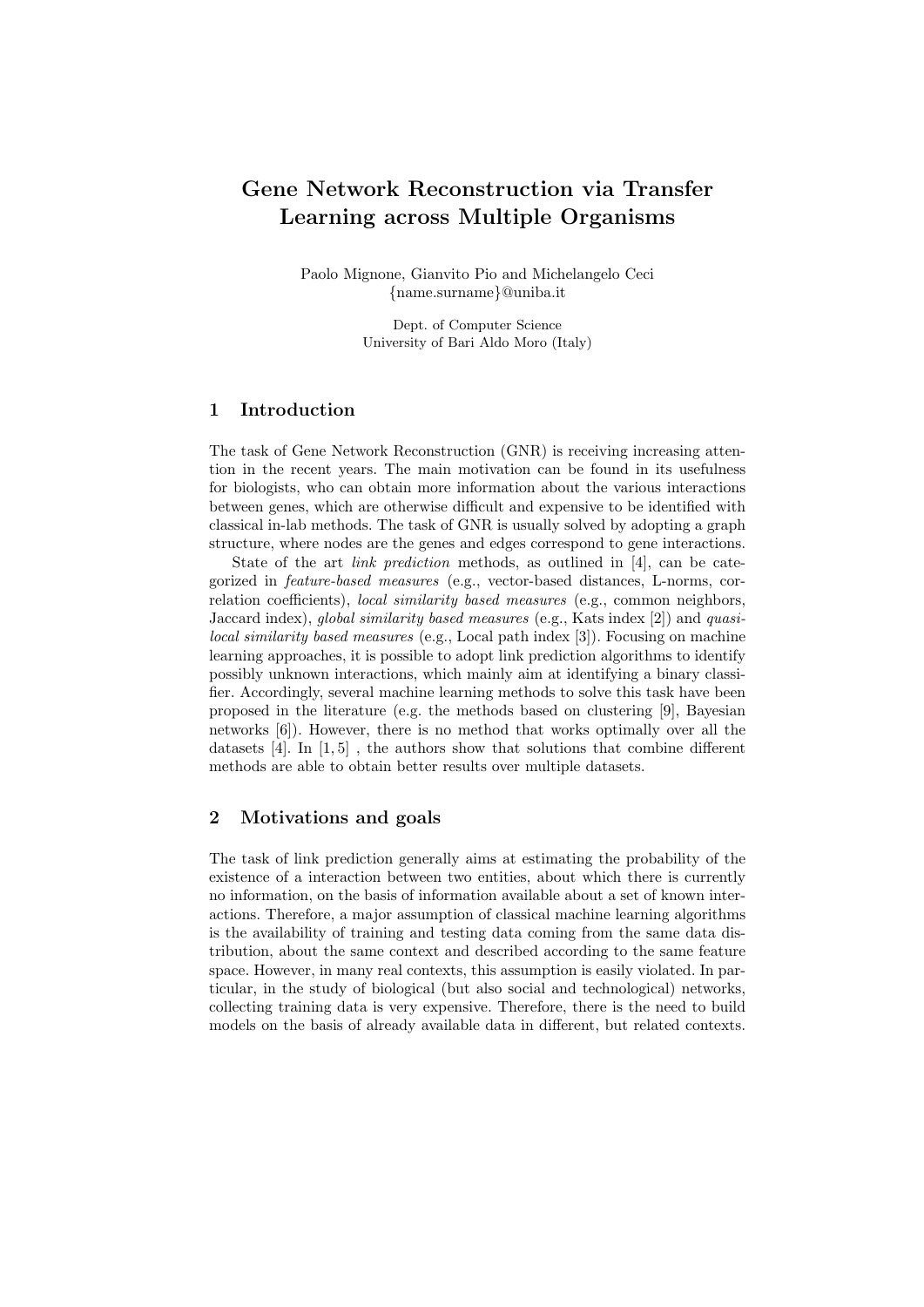# Gene Network Reconstruction via Transfer Learning across Multiple Organisms

Paolo Mignone, Gianvito Pio and Michelangelo Ceci
{name.surname}@uniba.it

Dept. of Computer Science
University of Bari Aldo Moro (Italy)

## 1 Introduction

The task of Gene Network Reconstruction (GNR) is receiving increasing attention in the recent years. The main motivation can be found in its usefulness for biologists, who can obtain more information about the various interactions between genes, which are otherwise difficult and expensive to be identified with classical in-lab methods. The task of GNR is usually solved by adopting a graph structure, where nodes are the genes and edges correspond to gene interactions.

State of the art *link prediction* methods, as outlined in [4], can be categorized in *feature-based measures* (e.g., vector-based distances, L-norms, correlation coefficients), *local similarity based measures* (e.g., common neighbors, Jaccard index), *global similarity based measures* (e.g., Kats index [2]) and *quasi-local similarity based measures* (e.g., Local path index [3]). Focusing on machine learning approaches, it is possible to adopt link prediction algorithms to identify possibly unknown interactions, which mainly aim at identifying a binary classifier. Accordingly, several machine learning methods to solve this task have been proposed in the literature (e.g. the methods based on clustering [9], Bayesian networks [6]). However, there is no method that works optimally over all the datasets [4]. In [1, 5] , the authors show that solutions that combine different methods are able to obtain better results over multiple datasets.

## 2 Motivations and goals

The task of link prediction generally aims at estimating the probability of the existence of a interaction between two entities, about which there is currently no information, on the basis of information available about a set of known interactions. Therefore, a major assumption of classical machine learning algorithms is the availability of training and testing data coming from the same data distribution, about the same context and described according to the same feature space. However, in many real contexts, this assumption is easily violated. In particular, in the study of biological (but also social and technological) networks, collecting training data is very expensive. Therefore, there is the need to build models on the basis of already available data in different, but related contexts.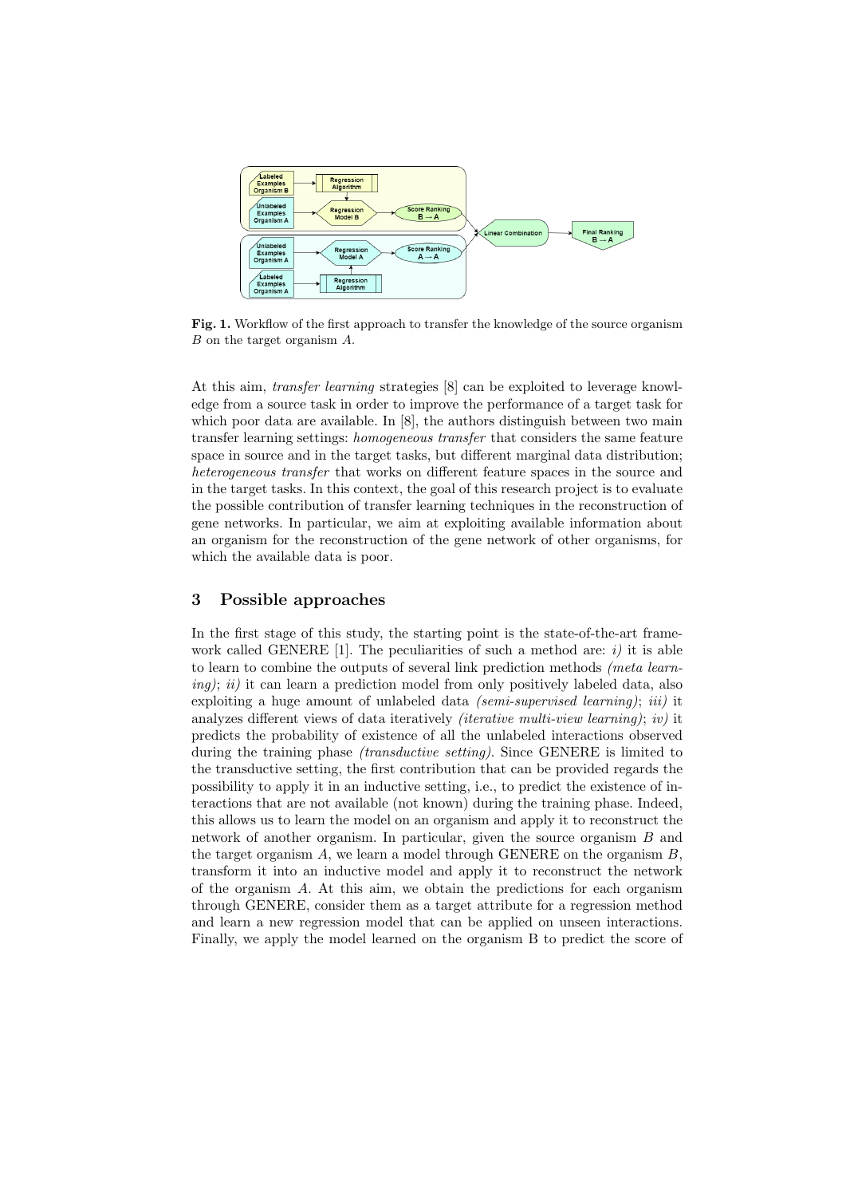Labeled Examples Organism B

Regression Algorithm

Unlabeled Examples Organism A

Regression Model B

Score Ranking B → A

Linear Combination

Final Ranking B → A

Unlabeled Examples Organism A

Regression Model A

Score Ranking A → A

Labeled Examples Organism A

Regression Algorithm

**Fig. 1.** Workflow of the first approach to transfer the knowledge of the source organism $B$ on the target organism $A$.

At this aim, *transfer learning* strategies [8] can be exploited to leverage knowledge from a source task in order to improve the performance of a target task for which poor data are available. In [8], the authors distinguish between two main transfer learning settings: *homogeneous transfer* that considers the same feature space in source and in the target tasks, but different marginal data distribution; *heterogeneous transfer* that works on different feature spaces in the source and in the target tasks. In this context, the goal of this research project is to evaluate the possible contribution of transfer learning techniques in the reconstruction of gene networks. In particular, we aim at exploiting available information about an organism for the reconstruction of the gene network of other organisms, for which the available data is poor.

## 3 Possible approaches

In the first stage of this study, the starting point is the state-of-the-art framework called GENERE [1]. The peculiarities of such a method are: *i)* it is able to learn to combine the outputs of several link prediction methods *(meta learning)*; *ii)* it can learn a prediction model from only positively labeled data, also exploiting a huge amount of unlabeled data *(semi-supervised learning)*; *iii)* it analyzes different views of data iteratively *(iterative multi-view learning)*; *iv)* it predicts the probability of existence of all the unlabeled interactions observed during the training phase *(transductive setting)*. Since GENERE is limited to the transductive setting, the first contribution that can be provided regards the possibility to apply it in an inductive setting, i.e., to predict the existence of interactions that are not available (not known) during the training phase. Indeed, this allows us to learn the model on an organism and apply it to reconstruct the network of another organism. In particular, given the source organism $B$ and the target organism $A$, we learn a model through GENERE on the organism $B$, transform it into an inductive model and apply it to reconstruct the network of the organism $A$. At this aim, we obtain the predictions for each organism through GENERE, consider them as a target attribute for a regression method and learn a new regression model that can be applied on unseen interactions. Finally, we apply the model learned on the organism B to predict the score of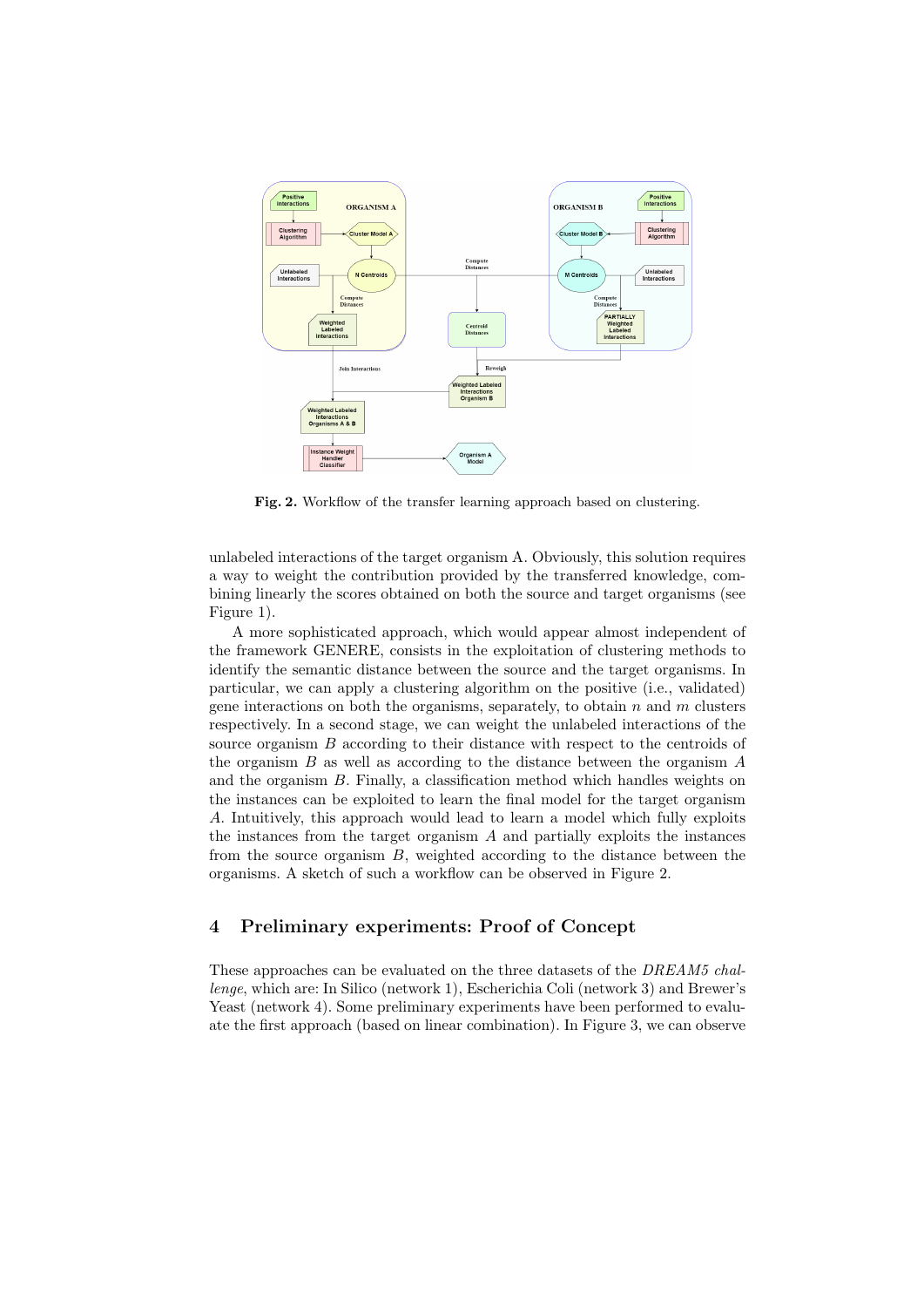**Fig. 2.** Workflow of the transfer learning approach based on clustering.

unlabeled interactions of the target organism A. Obviously, this solution requires a way to weight the contribution provided by the transferred knowledge, combining linearly the scores obtained on both the source and target organisms (see Figure 1).

A more sophisticated approach, which would appear almost independent of the framework GENERE, consists in the exploitation of clustering methods to identify the semantic distance between the source and the target organisms. In particular, we can apply a clustering algorithm on the positive (i.e., validated) gene interactions on both the organisms, separately, to obtain $n$ and $m$ clusters respectively. In a second stage, we can weight the unlabeled interactions of the source organism $B$ according to their distance with respect to the centroids of the organism $B$ as well as according to the distance between the organism $A$ and the organism $B$. Finally, a classification method which handles weights on the instances can be exploited to learn the final model for the target organism $A$. Intuitively, this approach would lead to learn a model which fully exploits the instances from the target organism $A$ and partially exploits the instances from the source organism $B$, weighted according to the distance between the organisms. A sketch of such a workflow can be observed in Figure 2.

## 4 Preliminary experiments: Proof of Concept

These approaches can be evaluated on the three datasets of the *DREAM5 challenge*, which are: In Silico (network 1), Escherichia Coli (network 3) and Brewer's Yeast (network 4). Some preliminary experiments have been performed to evaluate the first approach (based on linear combination). In Figure 3, we can observe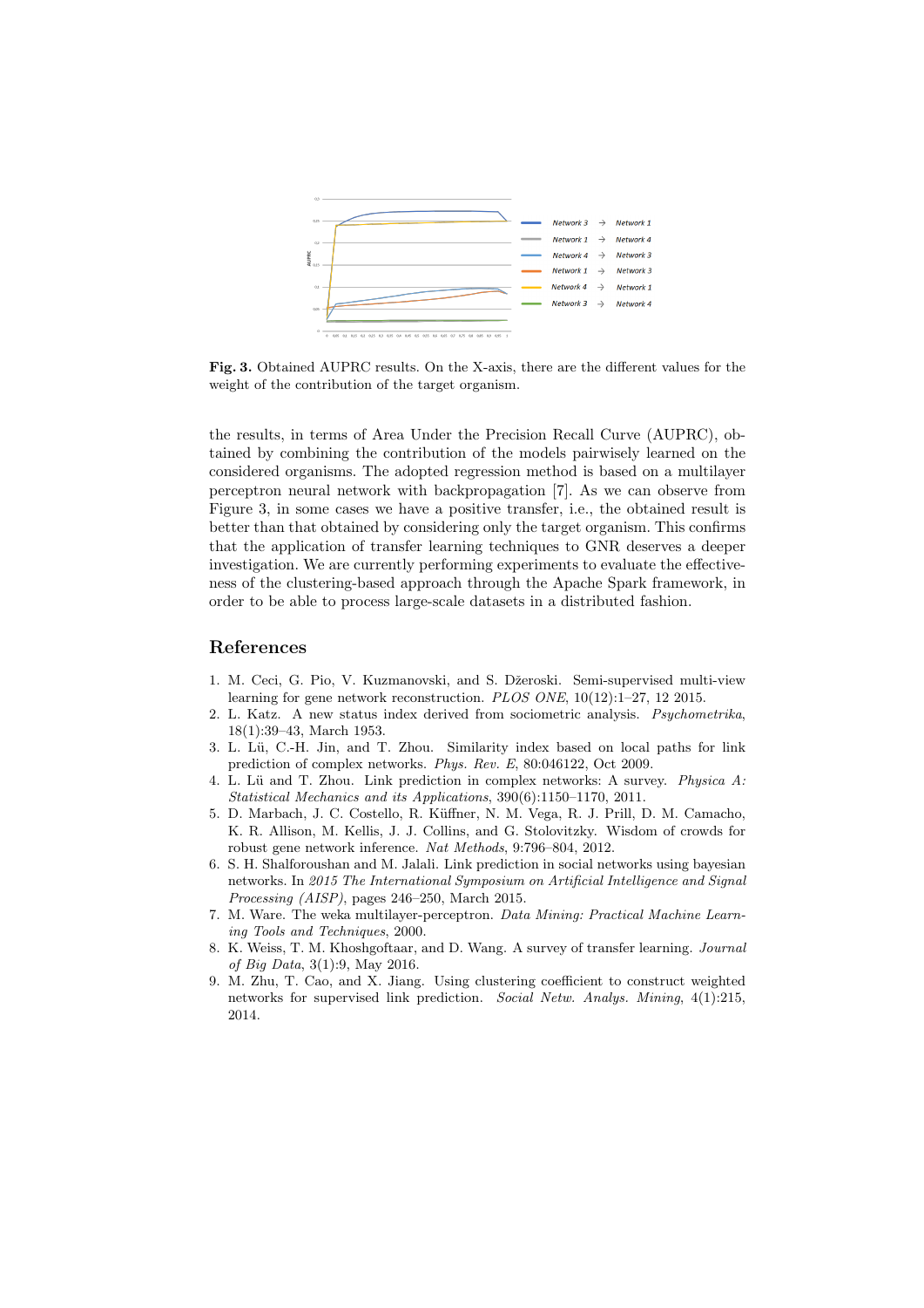Network 3 → Network 1
Network 1 → Network 4
Network 4 → Network 3
Network 1 → Network 3
Network 4 → Network 1
Network 3 → Network 4

AUPRC

**Fig. 3.** Obtained AUPRC results. On the X-axis, there are the different values for the weight of the contribution of the target organism.

the results, in terms of Area Under the Precision Recall Curve (AUPRC), obtained by combining the contribution of the models pairwisely learned on the considered organisms. The adopted regression method is based on a multilayer perceptron neural network with backpropagation [7]. As we can observe from Figure 3, in some cases we have a positive transfer, i.e., the obtained result is better than that obtained by considering only the target organism. This confirms that the application of transfer learning techniques to GNR deserves a deeper investigation. We are currently performing experiments to evaluate the effectiveness of the clustering-based approach through the Apache Spark framework, in order to be able to process large-scale datasets in a distributed fashion.

## References

1. M. Ceci, G. Pio, V. Kuzmanovski, and S. Džeroski. Semi-supervised multi-view learning for gene network reconstruction. *PLOS ONE*, 10(12):1–27, 12 2015.
2. L. Katz. A new status index derived from sociometric analysis. *Psychometrika*, 18(1):39–43, March 1953.
3. L. Lü, C.-H. Jin, and T. Zhou. Similarity index based on local paths for link prediction of complex networks. *Phys. Rev. E*, 80:046122, Oct 2009.
4. L. Lü and T. Zhou. Link prediction in complex networks: A survey. *Physica A: Statistical Mechanics and its Applications*, 390(6):1150–1170, 2011.
5. D. Marbach, J. C. Costello, R. Küffner, N. M. Vega, R. J. Prill, D. M. Camacho, K. R. Allison, M. Kellis, J. J. Collins, and G. Stolovitzky. Wisdom of crowds for robust gene network inference. *Nat Methods*, 9:796–804, 2012.
6. S. H. Shalforoushan and M. Jalali. Link prediction in social networks using bayesian networks. In *2015 The International Symposium on Artificial Intelligence and Signal Processing (AISP)*, pages 246–250, March 2015.
7. M. Ware. The weka multilayer-perceptron. *Data Mining: Practical Machine Learning Tools and Techniques*, 2000.
8. K. Weiss, T. M. Khoshgoftaar, and D. Wang. A survey of transfer learning. *Journal of Big Data*, 3(1):9, May 2016.
9. M. Zhu, T. Cao, and X. Jiang. Using clustering coefficient to construct weighted networks for supervised link prediction. *Social Netw. Analys. Mining*, 4(1):215, 2014.